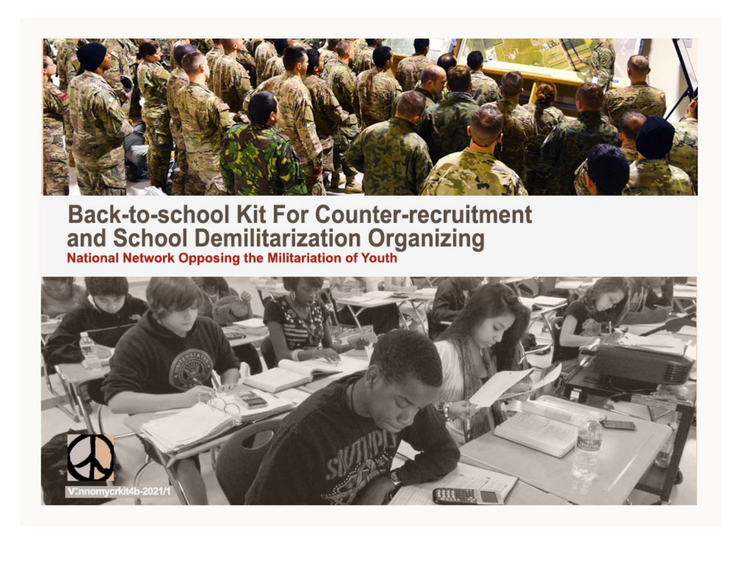# Back-to-school Kit For Counter-recruitment and School Demilitarization Organizing

**National Network Opposing the Militariation of Youth**

V:nnomycrkit4b-2021/1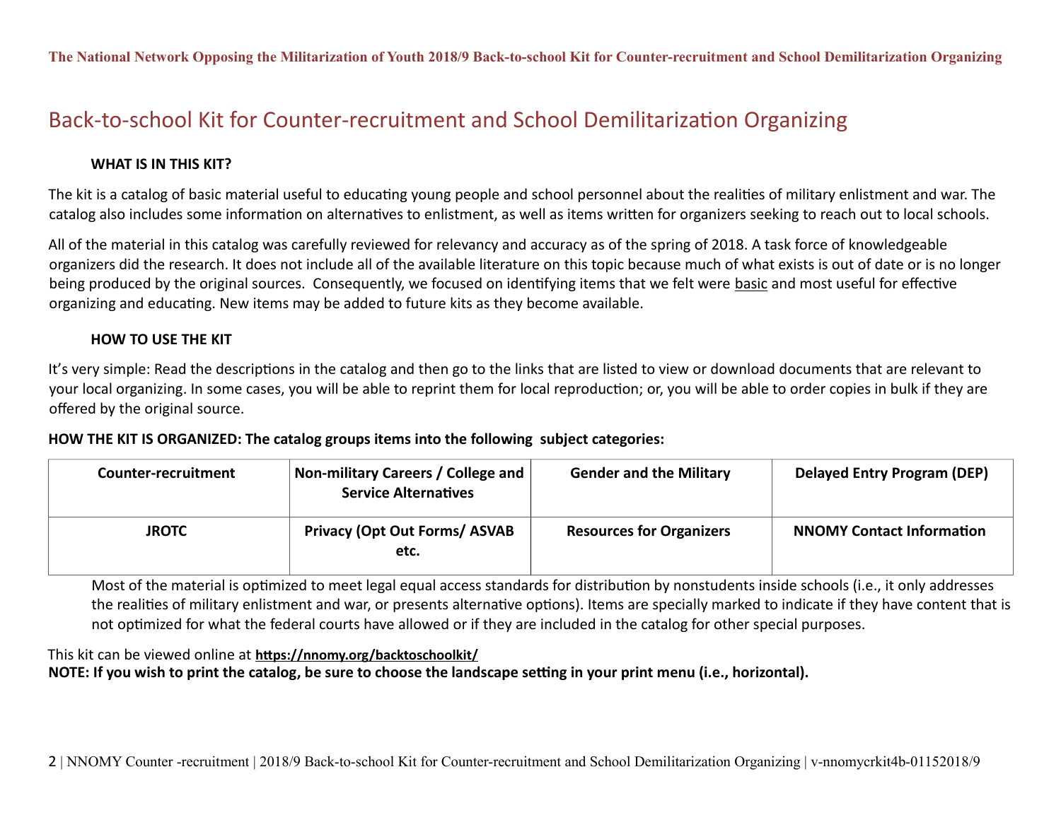# Back-to-school Kit for Counter-recruitment and School Demilitarization Organizing

**WHAT IS IN THIS KIT?**

The kit is a catalog of basic material useful to educating young people and school personnel about the realities of military enlistment and war. The catalog also includes some information on alternatives to enlistment, as well as items written for organizers seeking to reach out to local schools.

All of the material in this catalog was carefully reviewed for relevancy and accuracy as of the spring of 2018. A task force of knowledgeable organizers did the research. It does not include all of the available literature on this topic because much of what exists is out of date or is no longer being produced by the original sources. Consequently, we focused on identifying items that we felt were basic and most useful for effective organizing and educating. New items may be added to future kits as they become available.

**HOW TO USE THE KIT**

It's very simple: Read the descriptions in the catalog and then go to the links that are listed to view or download documents that are relevant to your local organizing. In some cases, you will be able to reprint them for local reproduction; or, you will be able to order copies in bulk if they are offered by the original source.

**HOW THE KIT IS ORGANIZED: The catalog groups items into the following subject categories:**

| | | | |
|---|---|---|---|
| **Counter-recruitment** | **Non-military Careers / College and Service Alternatives** | **Gender and the Military** | **Delayed Entry Program (DEP)** |
| **JROTC** | **Privacy (Opt Out Forms/ ASVAB etc.** | **Resources for Organizers** | **NNOMY Contact Information** |

Most of the material is optimized to meet legal equal access standards for distribution by nonstudents inside schools (i.e., it only addresses the realities of military enlistment and war, or presents alternative options). Items are specially marked to indicate if they have content that is not optimized for what the federal courts have allowed or if they are included in the catalog for other special purposes.

This kit can be viewed online at **https://nnomy.org/backtoschoolkit/**
**NOTE: If you wish to print the catalog, be sure to choose the landscape setting in your print menu (i.e., horizontal).**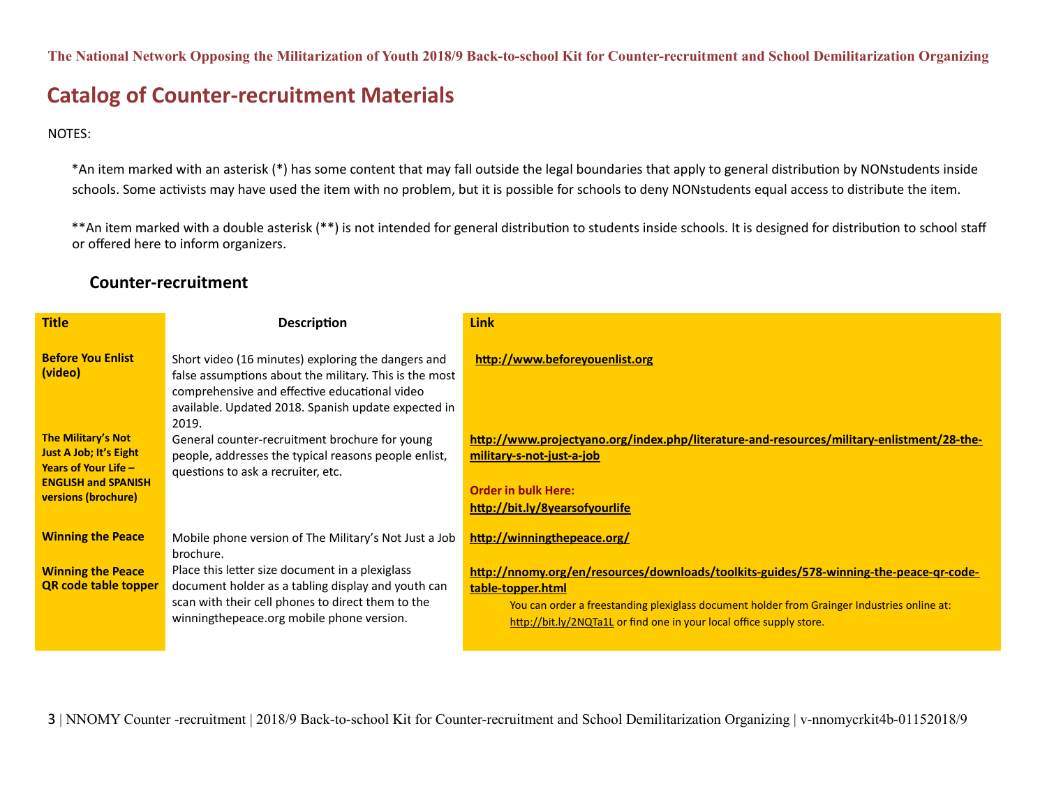# Catalog of Counter-recruitment Materials

NOTES:

*An item marked with an asterisk (*) has some content that may fall outside the legal boundaries that apply to general distribution by NONstudents inside schools. Some activists may have used the item with no problem, but it is possible for schools to deny NONstudents equal access to distribute the item.

**An item marked with a double asterisk (**) is not intended for general distribution to students inside schools. It is designed for distribution to school staff or offered here to inform organizers.

## Counter-recruitment

| Title | Description | Link |
|---|---|---|
| **Before You Enlist (video)** | Short video (16 minutes) exploring the dangers and false assumptions about the military. This is the most comprehensive and effective educational video available. Updated 2018. Spanish update expected in 2019. | **http://www.beforeyouenlist.org** |
| **The Military's Not Just A Job; It's Eight Years of Your Life – ENGLISH and SPANISH versions (brochure)** | General counter-recruitment brochure for young people, addresses the typical reasons people enlist, questions to ask a recruiter, etc. | **http://www.projectyano.org/index.php/literature-and-resources/military-enlistment/28-the-military-s-not-just-a-job**<br><br>**Order in bulk Here:**<br>**http://bit.ly/8yearsofyourlife** |
| **Winning the Peace** | Mobile phone version of The Military's Not Just a Job brochure. | **http://winningthepeace.org/** |
| **Winning the Peace QR code table topper** | Place this letter size document in a plexiglass document holder as a tabling display and youth can scan with their cell phones to direct them to the winningthepeace.org mobile phone version. | **http://nnomy.org/en/resources/downloads/toolkits-guides/578-winning-the-peace-qr-code-table-topper.html**<br>You can order a freestanding plexiglass document holder from Grainger Industries online at: http://bit.ly/2NQTa1L or find one in your local office supply store. |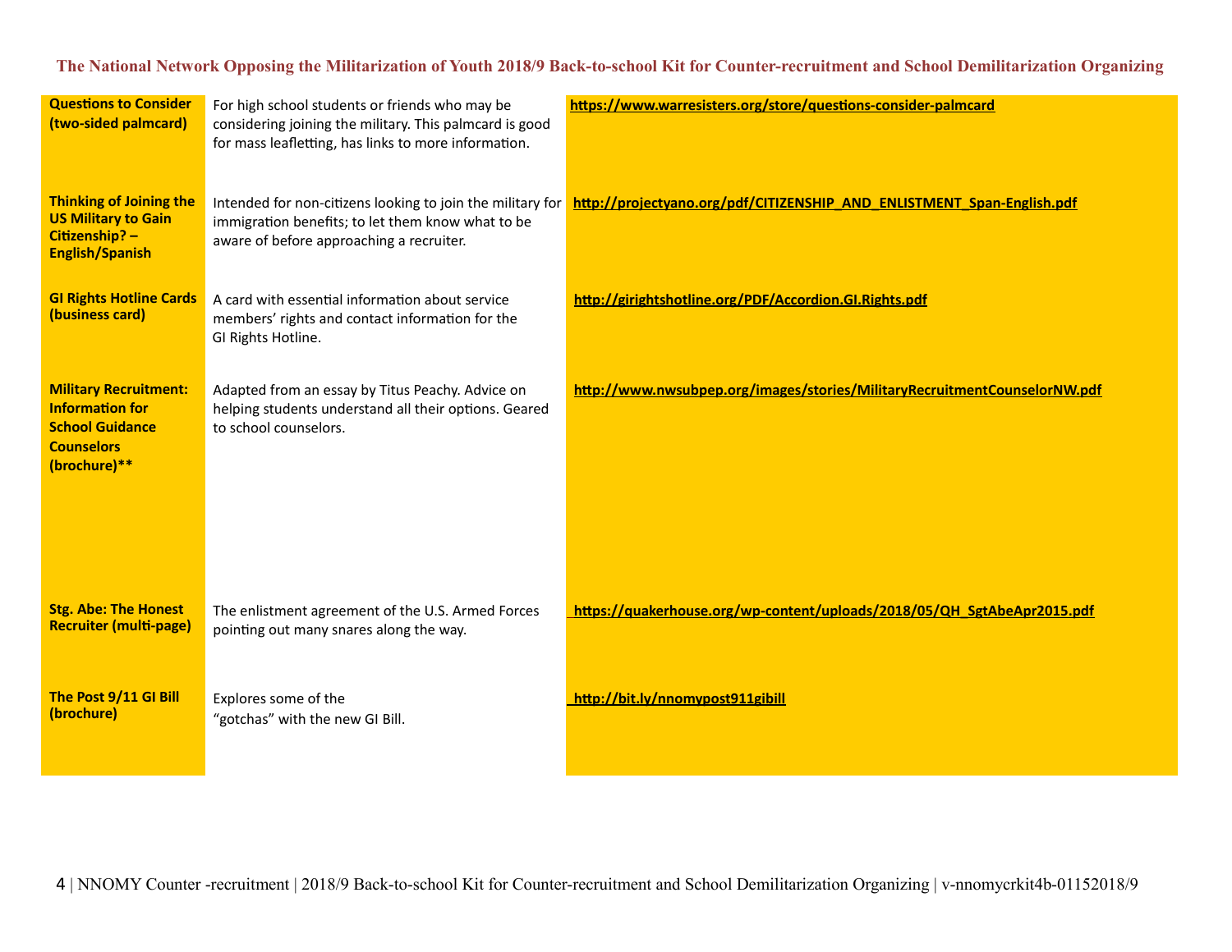| | | |
|---|---|---|
| **Questions to Consider (two-sided palmcard)** | For high school students or friends who may be considering joining the military. This palmcard is good for mass leafletting, has links to more information. | **https://www.warresisters.org/store/questions-consider-palmcard** |
| **Thinking of Joining the US Military to Gain Citizenship? – English/Spanish** | Intended for non-citizens looking to join the military for immigration benefits; to let them know what to be aware of before approaching a recruiter. | **http://projectyano.org/pdf/CITIZENSHIP_AND_ENLISTMENT_Span-English.pdf** |
| **GI Rights Hotline Cards (business card)** | A card with essential information about service members' rights and contact information for the GI Rights Hotline. | **http://girightshotline.org/PDF/Accordion.GI.Rights.pdf** |
| **Military Recruitment: Information for School Guidance Counselors (brochure)**** | Adapted from an essay by Titus Peachy. Advice on helping students understand all their options. Geared to school counselors. | **http://www.nwsubpep.org/images/stories/MilitaryRecruitmentCounselorNW.pdf** |
| **Stg. Abe: The Honest Recruiter (multi-page)** | The enlistment agreement of the U.S. Armed Forces pointing out many snares along the way. | **https://quakerhouse.org/wp-content/uploads/2018/05/QH_SgtAbeApr2015.pdf** |
| **The Post 9/11 GI Bill (brochure)** | Explores some of the "gotchas" with the new GI Bill. | **http://bit.ly/nnomypost911gibill** |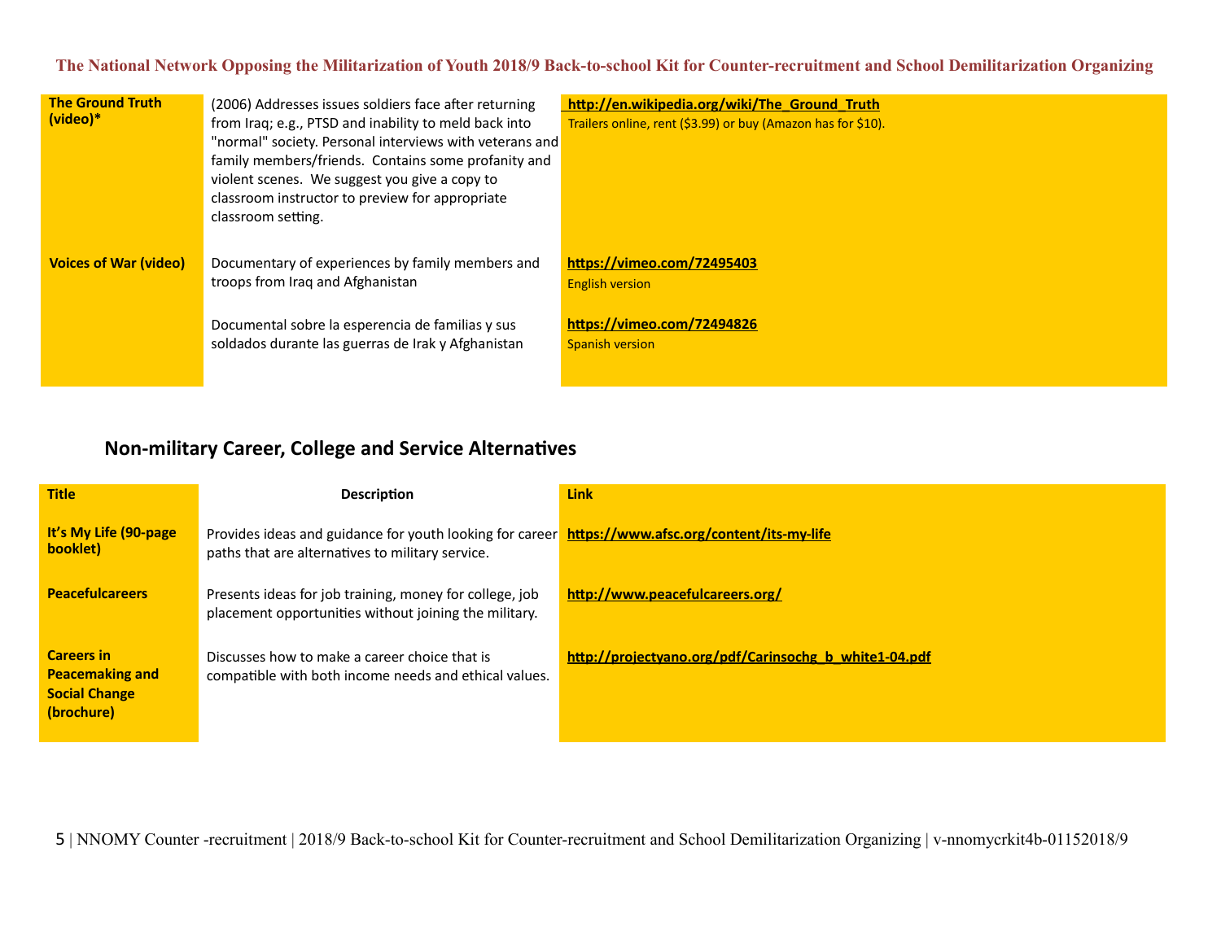| | | |
|---|---|---|
| **The Ground Truth (video)*** | (2006) Addresses issues soldiers face after returning from Iraq; e.g., PTSD and inability to meld back into "normal" society. Personal interviews with veterans and family members/friends. Contains some profanity and violent scenes. We suggest you give a copy to classroom instructor to preview for appropriate classroom setting. | **http://en.wikipedia.org/wiki/The_Ground_Truth** Trailers online, rent ($3.99) or buy (Amazon has for $10). |
| **Voices of War (video)** | Documentary of experiences by family members and troops from Iraq and Afghanistan | **https://vimeo.com/72495403** English version |
| | Documental sobre la esperencia de familias y sus soldados durante las guerras de Irak y Afghanistan | **https://vimeo.com/72494826** Spanish version |

## Non-military Career, College and Service Alternatives

| Title | Description | Link |
|---|---|---|
| **It's My Life (90-page booklet)** | Provides ideas and guidance for youth looking for career paths that are alternatives to military service. | **https://www.afsc.org/content/its-my-life** |
| **Peacefulcareers** | Presents ideas for job training, money for college, job placement opportunities without joining the military. | **http://www.peacefulcareers.org/** |
| **Careers in Peacemaking and Social Change (brochure)** | Discusses how to make a career choice that is compatible with both income needs and ethical values. | **http://projectyano.org/pdf/Carinsochg_b_white1-04.pdf** |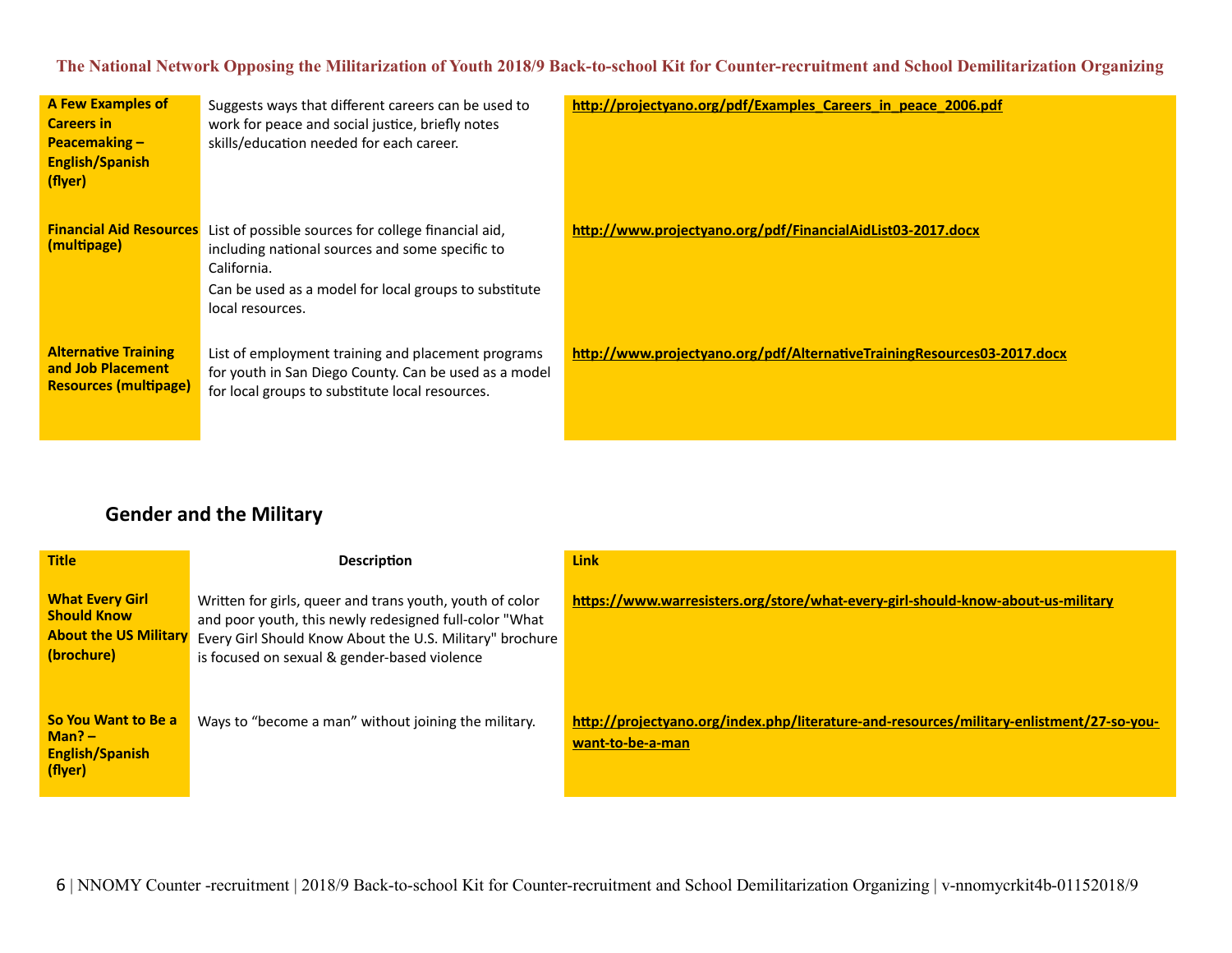| | | |
|---|---|---|
| **A Few Examples of Careers in Peacemaking – English/Spanish (flyer)** | Suggests ways that different careers can be used to work for peace and social justice, briefly notes skills/education needed for each career. | **http://projectyano.org/pdf/Examples_Careers_in_peace_2006.pdf** |
| **Financial Aid Resources (multipage)** | List of possible sources for college financial aid, including national sources and some specific to California. Can be used as a model for local groups to substitute local resources. | **http://www.projectyano.org/pdf/FinancialAidList03-2017.docx** |
| **Alternative Training and Job Placement Resources (multipage)** | List of employment training and placement programs for youth in San Diego County. Can be used as a model for local groups to substitute local resources. | **http://www.projectyano.org/pdf/AlternativeTrainingResources03-2017.docx** |

## Gender and the Military

| Title | Description | Link |
|---|---|---|
| **What Every Girl Should Know About the US Military (brochure)** | Written for girls, queer and trans youth, youth of color and poor youth, this newly redesigned full-color "What Every Girl Should Know About the U.S. Military" brochure is focused on sexual & gender-based violence | **https://www.warresisters.org/store/what-every-girl-should-know-about-us-military** |
| **So You Want to Be a Man? – English/Spanish (flyer)** | Ways to “become a man” without joining the military. | **http://projectyano.org/index.php/literature-and-resources/military-enlistment/27-so-you-want-to-be-a-man** |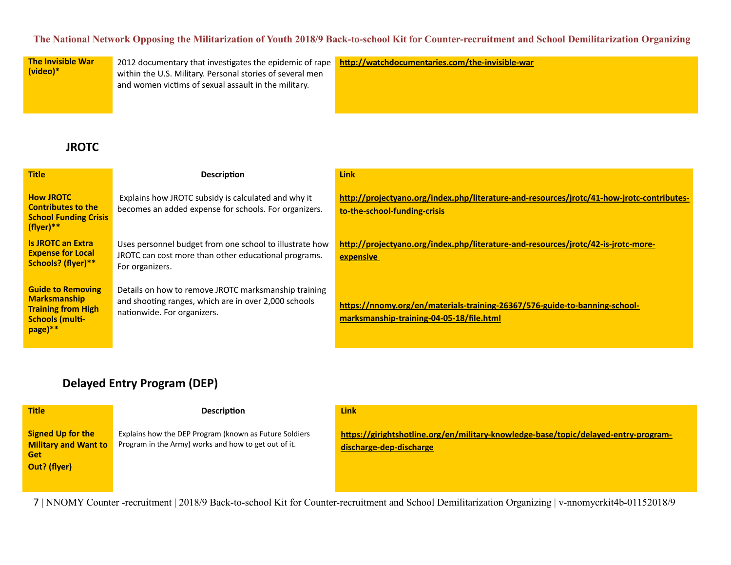| The Invisible War (video)* | 2012 documentary that investigates the epidemic of rape within the U.S. Military. Personal stories of several men and women victims of sexual assault in the military. | http://watchdocumentaries.com/the-invisible-war |
|---|---|---|

## JROTC

| Title | Description | Link |
|---|---|---|
| How JROTC Contributes to the School Funding Crisis (flyer)** | Explains how JROTC subsidy is calculated and why it becomes an added expense for schools. For organizers. | http://projectyano.org/index.php/literature-and-resources/jrotc/41-how-jrotc-contributes-to-the-school-funding-crisis |
| Is JROTC an Extra Expense for Local Schools? (flyer)** | Uses personnel budget from one school to illustrate how JROTC can cost more than other educational programs. For organizers. | http://projectyano.org/index.php/literature-and-resources/jrotc/42-is-jrotc-more-expensive |
| Guide to Removing Marksmanship Training from High Schools (multi-page)** | Details on how to remove JROTC marksmanship training and shooting ranges, which are in over 2,000 schools nationwide. For organizers. | https://nnomy.org/en/materials-training-26367/576-guide-to-banning-school-marksmanship-training-04-05-18/file.html |

## Delayed Entry Program (DEP)

| Title | Description | Link |
|---|---|---|
| Signed Up for the Military and Want to Get Out? (flyer) | Explains how the DEP Program (known as Future Soldiers Program in the Army) works and how to get out of it. | https://girightshotline.org/en/military-knowledge-base/topic/delayed-entry-program-discharge-dep-discharge |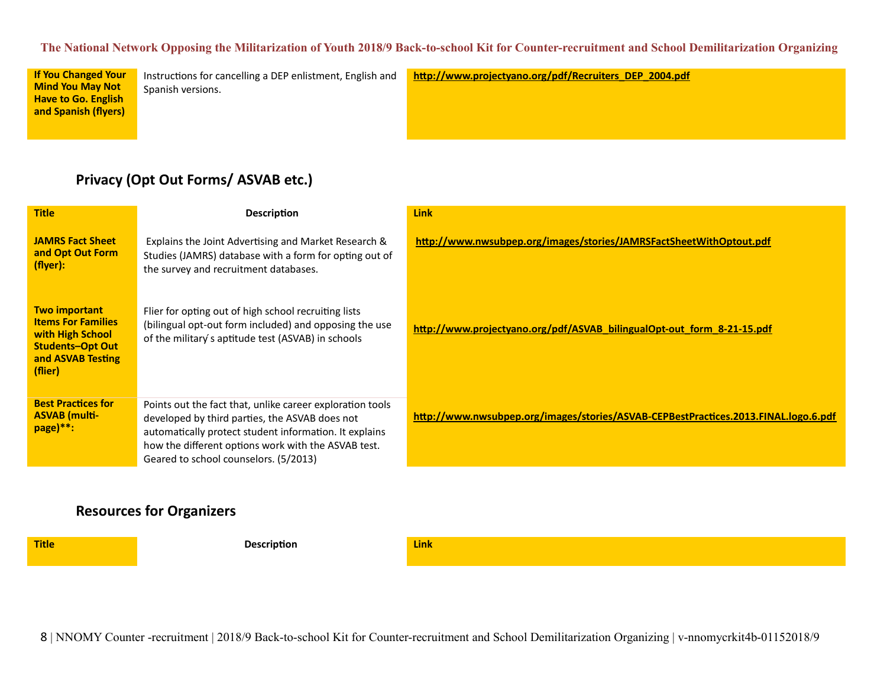| | | |
|---|---|---|
| **If You Changed Your Mind You May Not Have to Go. English and Spanish (flyers)** | Instructions for cancelling a DEP enlistment, English and Spanish versions. | **http://www.projectyano.org/pdf/Recruiters_DEP_2004.pdf** |

## Privacy (Opt Out Forms/ ASVAB etc.)

| **Title** | **Description** | **Link** |
|---|---|---|
| **JAMRS Fact Sheet and Opt Out Form (flyer):** | Explains the Joint Advertising and Market Research & Studies (JAMRS) database with a form for opting out of the survey and recruitment databases. | **http://www.nwsubpep.org/images/stories/JAMRSFactSheetWithOptout.pdf** |
| **Two important Items For Families with High School Students–Opt Out and ASVAB Testing (flier)** | Flier for opting out of high school recruiting lists (bilingual opt-out form included) and opposing the use of the military ́s aptitude test (ASVAB) in schools | **http://www.projectyano.org/pdf/ASVAB_bilingualOpt-out_form_8-21-15.pdf** |
| **Best Practices for ASVAB (multi-page)**:** | Points out the fact that, unlike career exploration tools developed by third parties, the ASVAB does not automatically protect student information. It explains how the different options work with the ASVAB test. Geared to school counselors. (5/2013) | **http://www.nwsubpep.org/images/stories/ASVAB-CEPBestPractices.2013.FINAL.logo.6.pdf** |

## Resources for Organizers

| **Title** | **Description** | **Link** |
|---|---|---|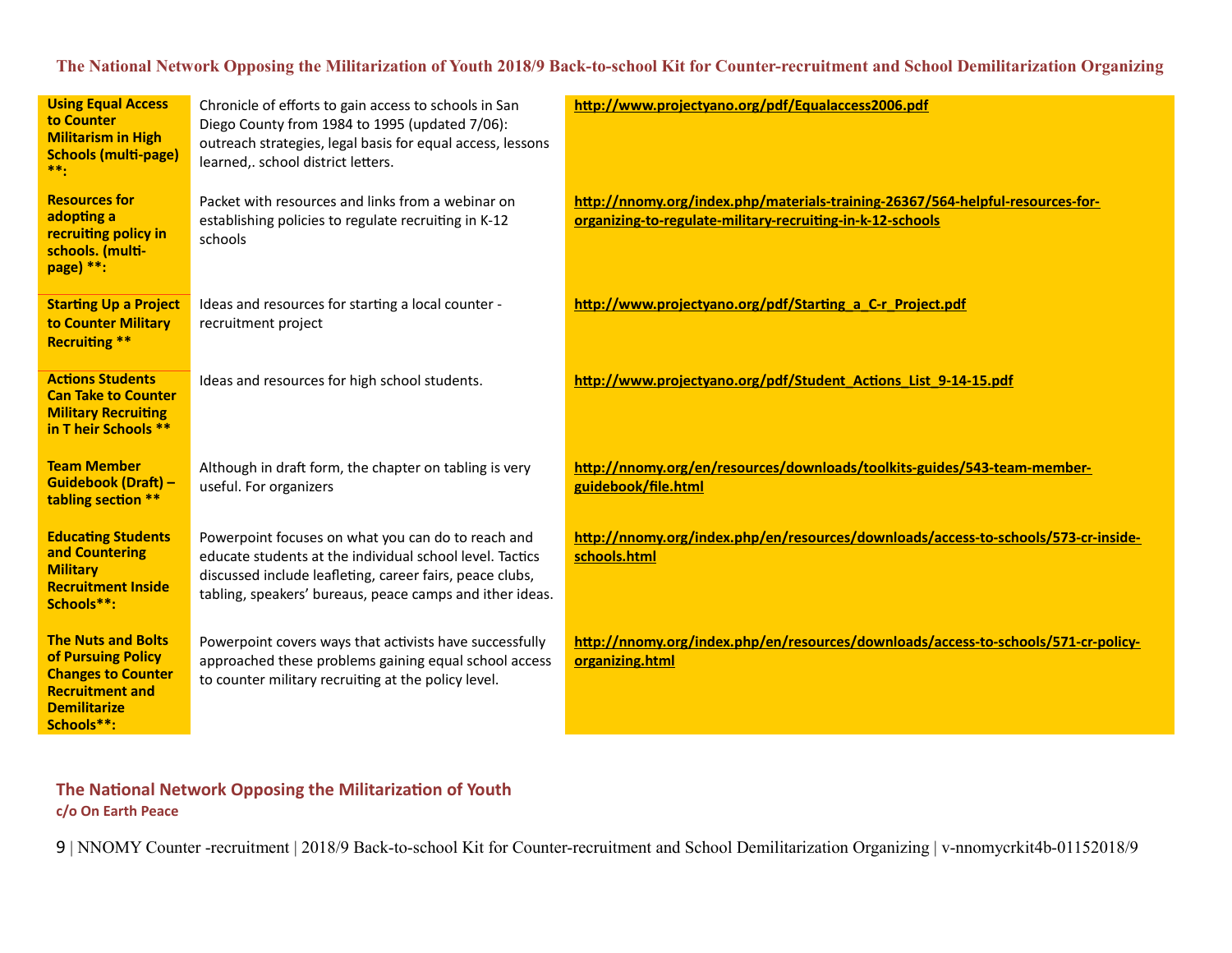| | | |
|---|---|---|
| **Using Equal Access to Counter Militarism in High Schools (multi-page) \*\*:** | Chronicle of efforts to gain access to schools in San Diego County from 1984 to 1995 (updated 7/06): outreach strategies, legal basis for equal access, lessons learned,. school district letters. | **http://www.projectyano.org/pdf/Equalaccess2006.pdf** |
| **Resources for adopting a recruiting policy in schools. (multi-page) \*\*:** | Packet with resources and links from a webinar on establishing policies to regulate recruiting in K-12 schools | **http://nnomy.org/index.php/materials-training-26367/564-helpful-resources-for-organizing-to-regulate-military-recruiting-in-k-12-schools** |
| **Starting Up a Project to Counter Military Recruiting \*\*** | Ideas and resources for starting a local counter - recruitment project | **http://www.projectyano.org/pdf/Starting_a_C-r_Project.pdf** |
| **Actions Students Can Take to Counter Military Recruiting in T heir Schools \*\*** | Ideas and resources for high school students. | **http://www.projectyano.org/pdf/Student_Actions_List_9-14-15.pdf** |
| **Team Member Guidebook (Draft) – tabling section \*\*** | Although in draft form, the chapter on tabling is very useful. For organizers | **http://nnomy.org/en/resources/downloads/toolkits-guides/543-team-member-guidebook/file.html** |
| **Educating Students and Countering Military Recruitment Inside Schools\*\*:** | Powerpoint focuses on what you can do to reach and educate students at the individual school level. Tactics discussed include leafleting, career fairs, peace clubs, tabling, speakers' bureaus, peace camps and ither ideas. | **http://nnomy.org/index.php/en/resources/downloads/access-to-schools/573-cr-inside-schools.html** |
| **The Nuts and Bolts of Pursuing Policy Changes to Counter Recruitment and Demilitarize Schools\*\*:** | Powerpoint covers ways that activists have successfully approached these problems gaining equal school access to counter military recruiting at the policy level. | **http://nnomy.org/index.php/en/resources/downloads/access-to-schools/571-cr-policy-organizing.html** |

**The National Network Opposing the Militarization of Youth**
**c/o On Earth Peace**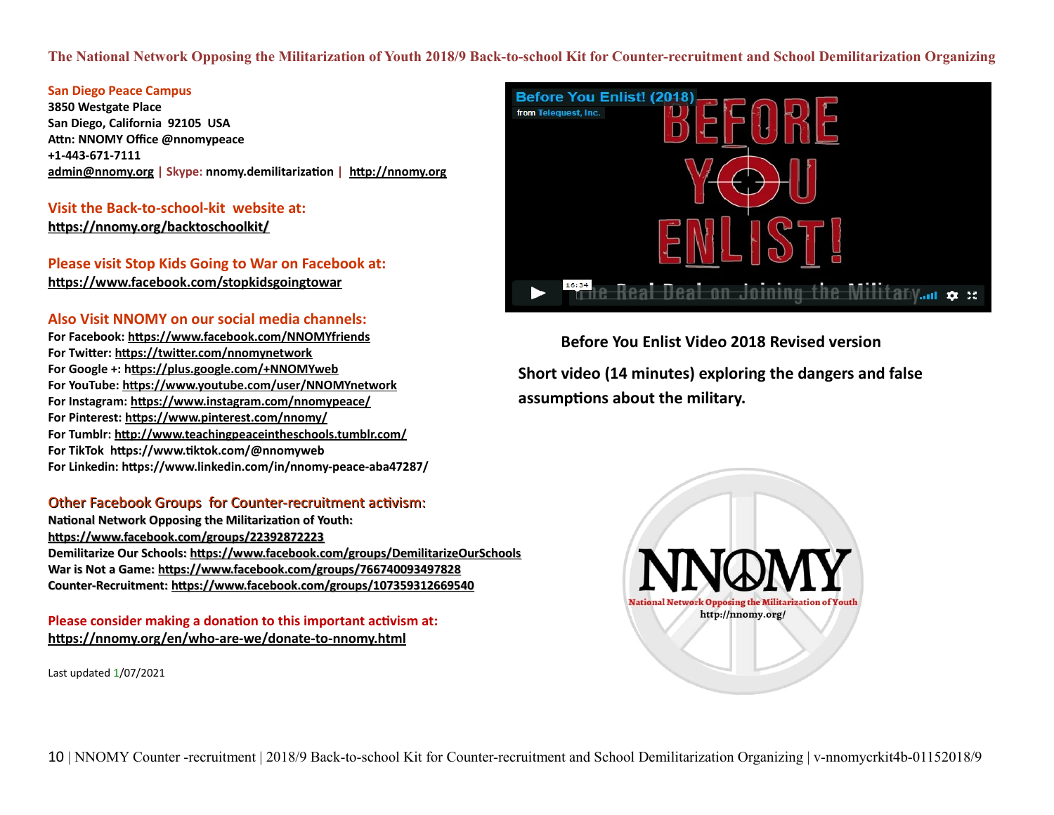# The National Network Opposing the Militarization of Youth 2018/9 Back-to-school Kit for Counter-recruitment and School Demilitarization Organizing

**San Diego Peace Campus**
**3850 Westgate Place**
**San Diego, California 92105 USA**
**Attn: NNOMY Office @nnomypeace**
**+1-443-671-7111**
**admin@nnomy.org | Skype: nnomy.demilitarization | http://nnomy.org**

## Visit the Back-to-school-kit website at:

**https://nnomy.org/backtoschoolkit/**

## Please visit Stop Kids Going to War on Facebook at:

**https://www.facebook.com/stopkidsgoingtowar**

## Also Visit NNOMY on our social media channels:

**For Facebook: https://www.facebook.com/NNOMYfriends**
**For Twitter: https://twitter.com/nnomynetwork**
**For Google +: https://plus.google.com/+NNOMYweb**
**For YouTube: https://www.youtube.com/user/NNOMYnetwork**
**For Instagram: https://www.instagram.com/nnomypeace/**
**For Pinterest: https://www.pinterest.com/nnomy/**
**For Tumblr: http://www.teachingpeaceintheschools.tumblr.com/**
**For TikTok https://www.tiktok.com/@nnomyweb**
**For Linkedin: https://www.linkedin.com/in/nnomy-peace-aba47287/**

## Other Facebook Groups for Counter-recruitment activism:

**National Network Opposing the Militarization of Youth:**
**https://www.facebook.com/groups/22392872223**
**Demilitarize Our Schools: https://www.facebook.com/groups/DemilitarizeOurSchools**
**War is Not a Game: https://www.facebook.com/groups/766740093497828**
**Counter-Recruitment: https://www.facebook.com/groups/107359312669540**

## Please consider making a donation to this important activism at:

**https://nnomy.org/en/who-are-we/donate-to-nnomy.html**

Last updated 1/07/2021

Before You Enlist! (2018)
from Telequest, Inc.
BEFORE YOU ENLIST!
The Real Deal on Joining the Military
16:34

**Before You Enlist Video 2018 Revised version**

**Short video (14 minutes) exploring the dangers and false assumptions about the military.**

NNOMY
National Network Opposing the Militarization of Youth
http://nnomy.org/